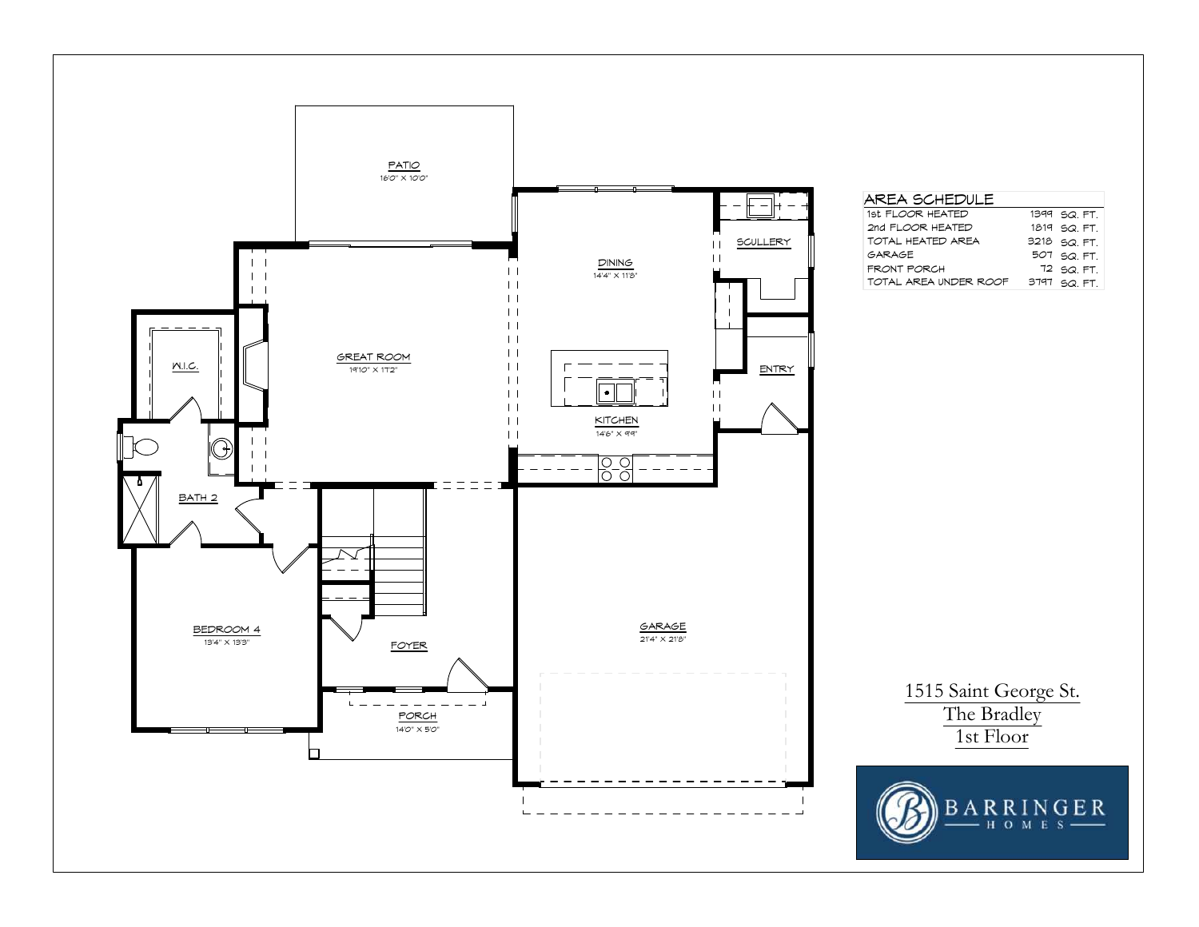## AREA SCHEDULE

| | | |
|---|---|---|
| 1st FLOOR HEATED | 1399 | SQ. FT. |
| 2nd FLOOR HEATED | 1819 | SQ. FT. |
| TOTAL HEATED AREA | 3218 | SQ. FT. |
| GARAGE | 507 | SQ. FT. |
| FRONT PORCH | 72 | SQ. FT. |
| TOTAL AREA UNDER ROOF | 3797 | SQ. FT. |

PATIO
16'0" X 10'0"

DINING
14'4" X 11'8"

SCULLERY

GREAT ROOM
19'10" X 17'2"

W.I.C.

ENTRY

KITCHEN
14'6" X 9'9"

BATH 2

GARAGE
21'4" X 21'8"

BEDROOM 4
13'4" X 13'3"

FOYER

PORCH
14'0" X 5'0"

1515 Saint George St.
The Bradley
1st Floor

BARRINGER HOMES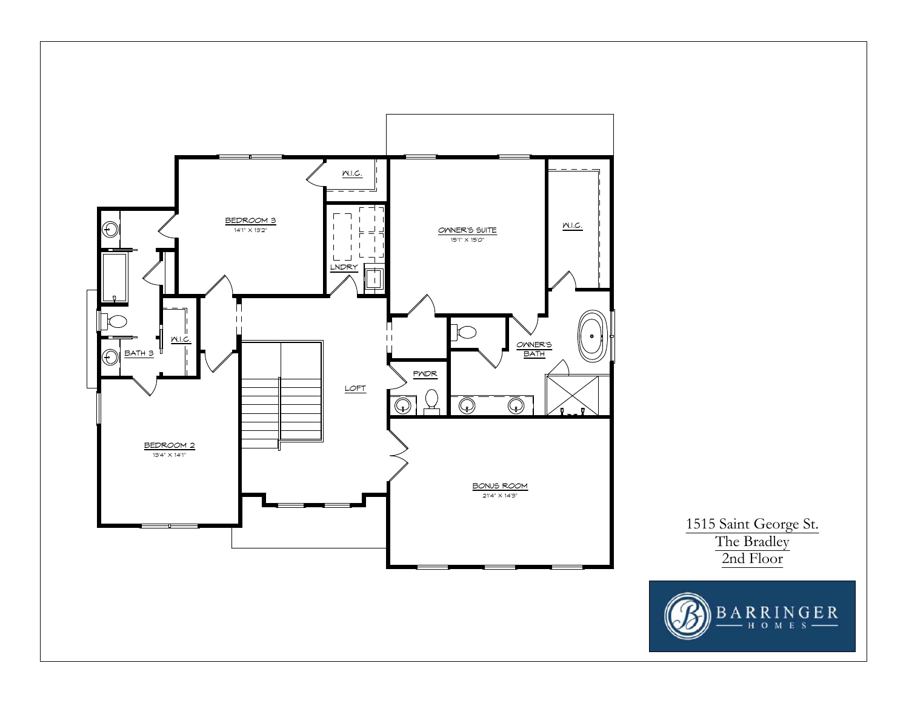W.I.C.

BEDROOM 3
14'1" X 13'2"

OWNER'S SUITE
15'1" X 15'0"

W.I.C.

LNDRY

BATH 3

W.I.C.

OWNER'S BATH

PWDR

LOFT

BEDROOM 2
13'4" X 14'1"

BONUS ROOM
21'4" X 14'3"

1515 Saint George St.
The Bradley
2nd Floor

BARRINGER
HOMES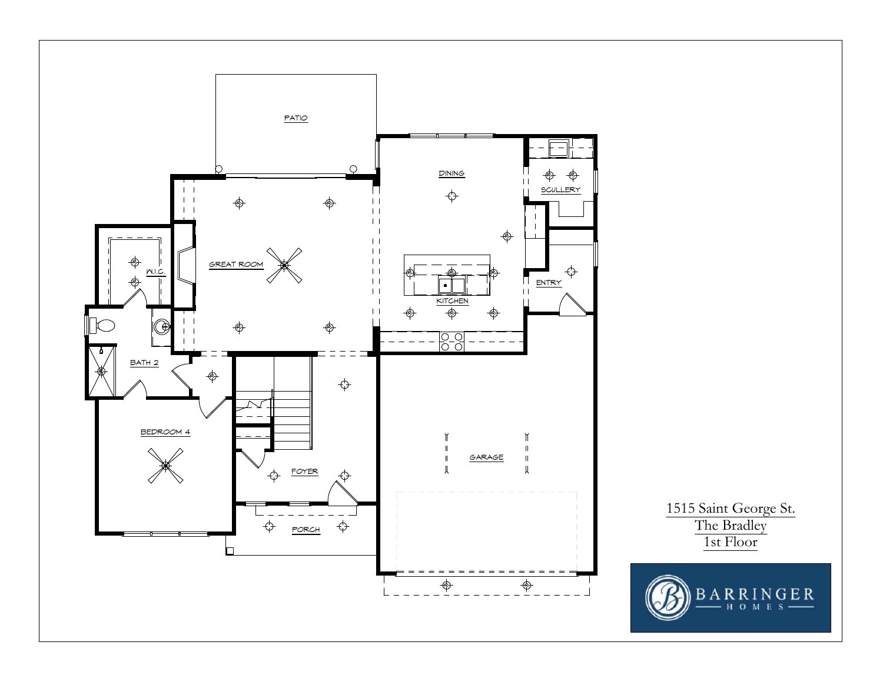PATIO

DINING

SCULLERY

GREAT ROOM

W.I.C.

KITCHEN

ENTRY

BATH 2

BEDROOM 4

GARAGE

FOYER

PORCH

1515 Saint George St.

The Bradley

1st Floor

BARRINGER

HOMES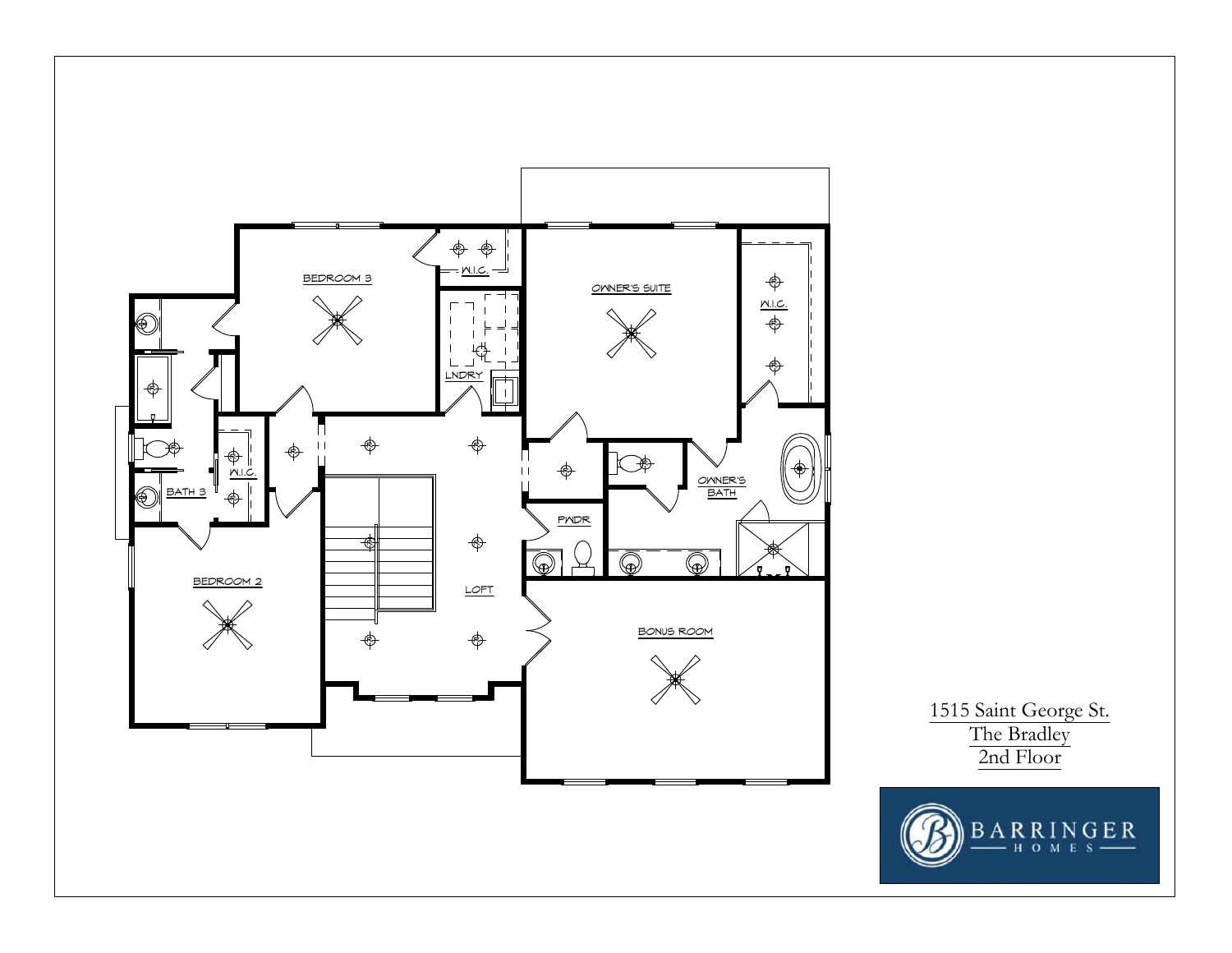BEDROOM 3

W.I.C.

OWNER'S SUITE

W.I.C.

LNDRY

W.I.C.

BATH 3

OWNER'S BATH

PWDR

LOFT

BEDROOM 2

BONUS ROOM

1515 Saint George St.

The Bradley

2nd Floor

BARRINGER HOMES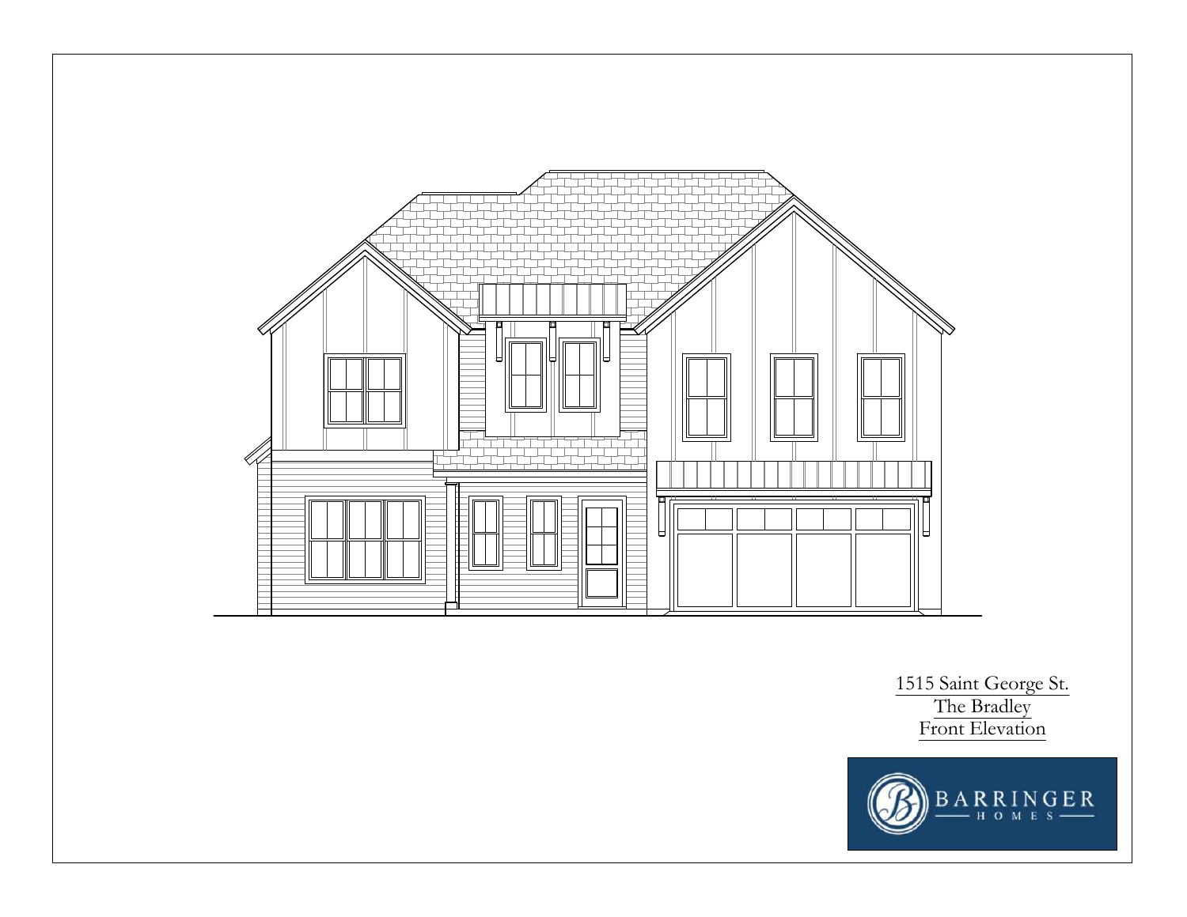1515 Saint George St.

The Bradley

Front Elevation

BARRINGER

HOMES